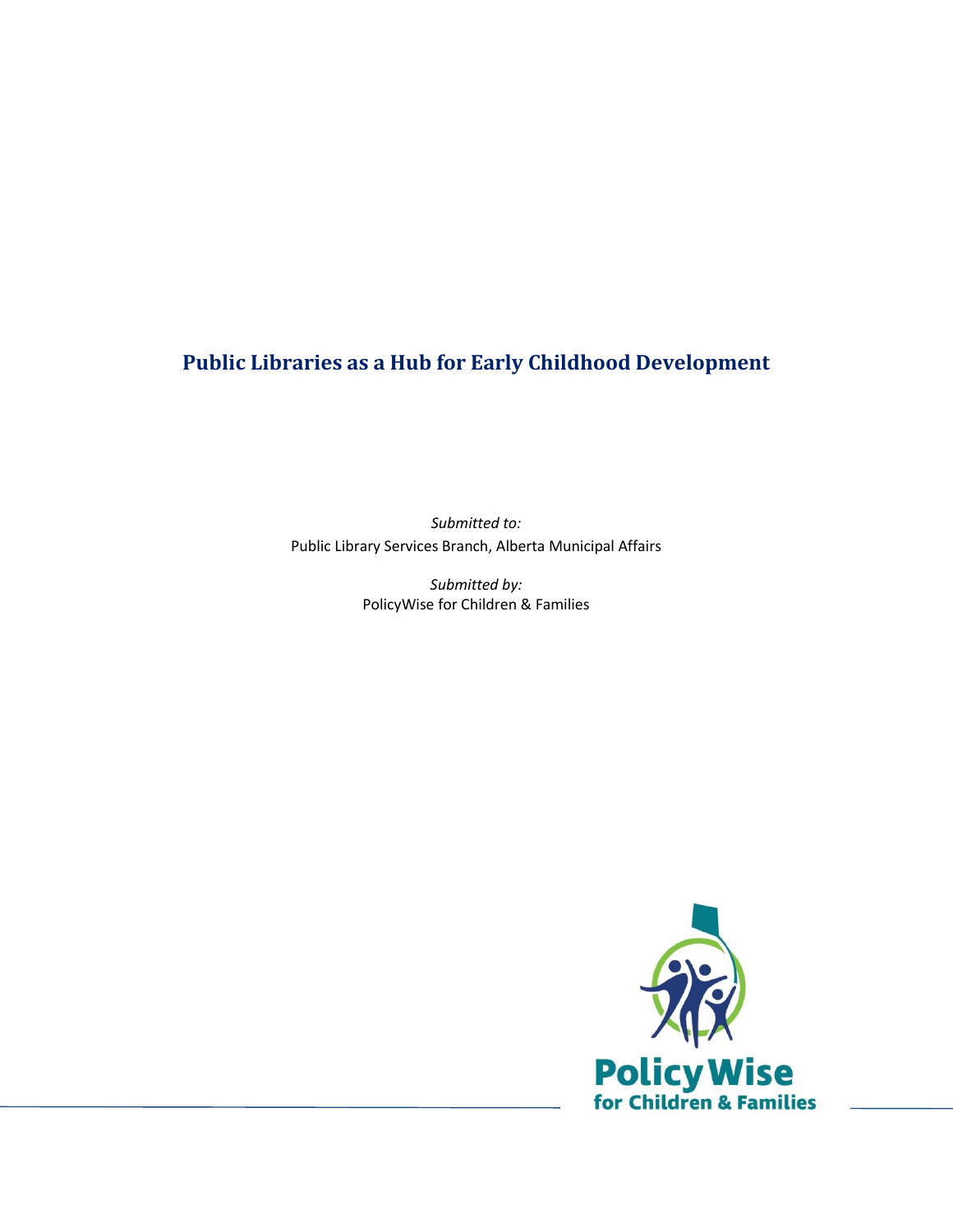# Public Libraries as a Hub for Early Childhood Development

*Submitted to:*
Public Library Services Branch, Alberta Municipal Affairs

*Submitted by:*
PolicyWise for Children & Families

PolicyWise
for Children & Families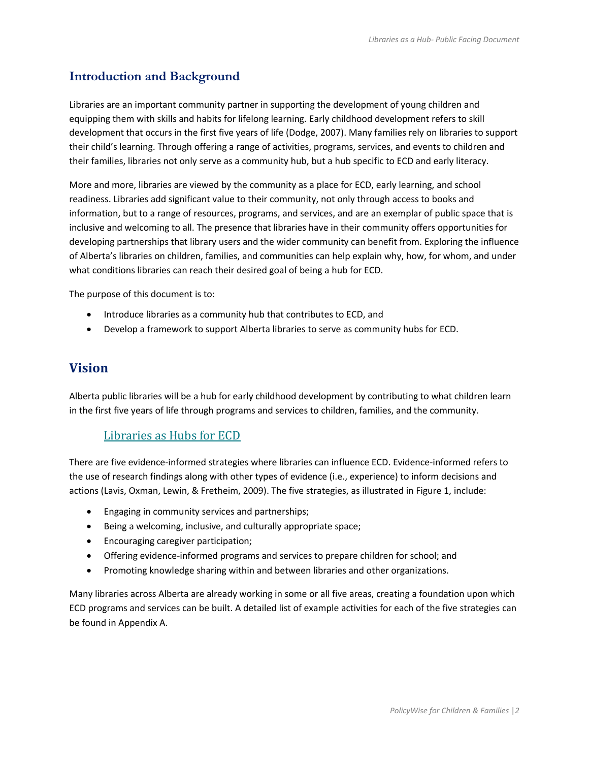## Introduction and Background

Libraries are an important community partner in supporting the development of young children and equipping them with skills and habits for lifelong learning. Early childhood development refers to skill development that occurs in the first five years of life (Dodge, 2007). Many families rely on libraries to support their child's learning. Through offering a range of activities, programs, services, and events to children and their families, libraries not only serve as a community hub, but a hub specific to ECD and early literacy.

More and more, libraries are viewed by the community as a place for ECD, early learning, and school readiness. Libraries add significant value to their community, not only through access to books and information, but to a range of resources, programs, and services, and are an exemplar of public space that is inclusive and welcoming to all. The presence that libraries have in their community offers opportunities for developing partnerships that library users and the wider community can benefit from. Exploring the influence of Alberta's libraries on children, families, and communities can help explain why, how, for whom, and under what conditions libraries can reach their desired goal of being a hub for ECD.

The purpose of this document is to:

- Introduce libraries as a community hub that contributes to ECD, and
- Develop a framework to support Alberta libraries to serve as community hubs for ECD.

## Vision

Alberta public libraries will be a hub for early childhood development by contributing to what children learn in the first five years of life through programs and services to children, families, and the community.

### Libraries as Hubs for ECD

There are five evidence-informed strategies where libraries can influence ECD. Evidence-informed refers to the use of research findings along with other types of evidence (i.e., experience) to inform decisions and actions (Lavis, Oxman, Lewin, & Fretheim, 2009). The five strategies, as illustrated in Figure 1, include:

- Engaging in community services and partnerships;
- Being a welcoming, inclusive, and culturally appropriate space;
- Encouraging caregiver participation;
- Offering evidence-informed programs and services to prepare children for school; and
- Promoting knowledge sharing within and between libraries and other organizations.

Many libraries across Alberta are already working in some or all five areas, creating a foundation upon which ECD programs and services can be built. A detailed list of example activities for each of the five strategies can be found in Appendix A.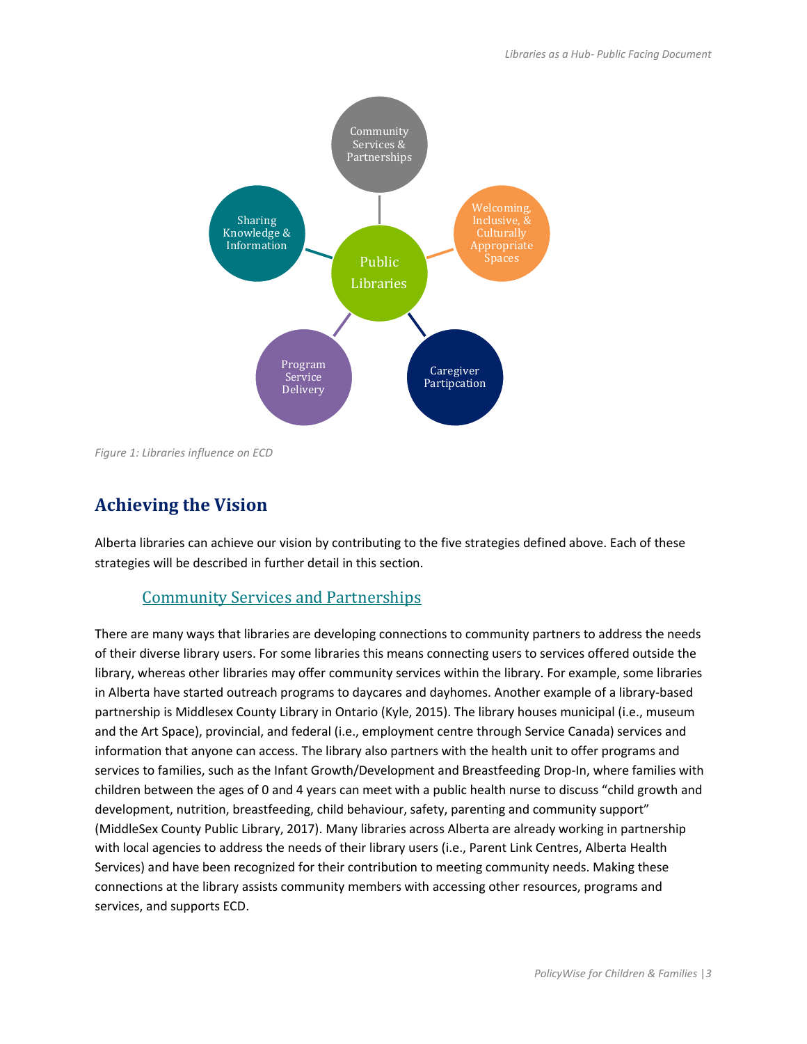Figure 1: Libraries influence on ECD

## Achieving the Vision

Alberta libraries can achieve our vision by contributing to the five strategies defined above. Each of these strategies will be described in further detail in this section.

### Community Services and Partnerships

There are many ways that libraries are developing connections to community partners to address the needs of their diverse library users. For some libraries this means connecting users to services offered outside the library, whereas other libraries may offer community services within the library. For example, some libraries in Alberta have started outreach programs to daycares and dayhomes. Another example of a library-based partnership is Middlesex County Library in Ontario (Kyle, 2015). The library houses municipal (i.e., museum and the Art Space), provincial, and federal (i.e., employment centre through Service Canada) services and information that anyone can access. The library also partners with the health unit to offer programs and services to families, such as the Infant Growth/Development and Breastfeeding Drop-In, where families with children between the ages of 0 and 4 years can meet with a public health nurse to discuss "child growth and development, nutrition, breastfeeding, child behaviour, safety, parenting and community support" (MiddleSex County Public Library, 2017). Many libraries across Alberta are already working in partnership with local agencies to address the needs of their library users (i.e., Parent Link Centres, Alberta Health Services) and have been recognized for their contribution to meeting community needs. Making these connections at the library assists community members with accessing other resources, programs and services, and supports ECD.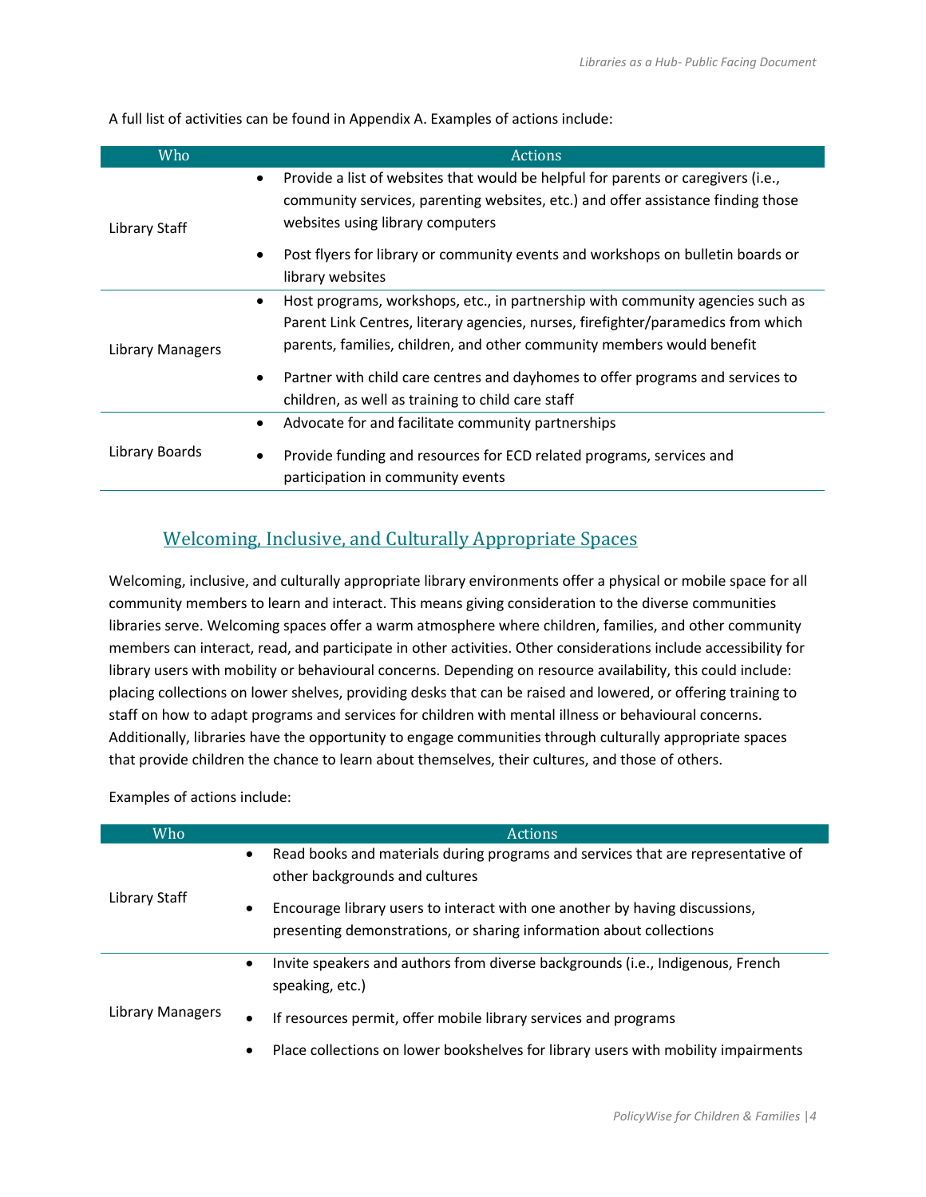A full list of activities can be found in Appendix A. Examples of actions include:

| Who | Actions |
|---|---|
| Library Staff | • Provide a list of websites that would be helpful for parents or caregivers (i.e., community services, parenting websites, etc.) and offer assistance finding those websites using library computers<br>• Post flyers for library or community events and workshops on bulletin boards or library websites |
| Library Managers | • Host programs, workshops, etc., in partnership with community agencies such as Parent Link Centres, literary agencies, nurses, firefighter/paramedics from which parents, families, children, and other community members would benefit<br>• Partner with child care centres and dayhomes to offer programs and services to children, as well as training to child care staff |
| Library Boards | • Advocate for and facilitate community partnerships<br>• Provide funding and resources for ECD related programs, services and participation in community events |

## Welcoming, Inclusive, and Culturally Appropriate Spaces

Welcoming, inclusive, and culturally appropriate library environments offer a physical or mobile space for all community members to learn and interact. This means giving consideration to the diverse communities libraries serve. Welcoming spaces offer a warm atmosphere where children, families, and other community members can interact, read, and participate in other activities. Other considerations include accessibility for library users with mobility or behavioural concerns. Depending on resource availability, this could include: placing collections on lower shelves, providing desks that can be raised and lowered, or offering training to staff on how to adapt programs and services for children with mental illness or behavioural concerns. Additionally, libraries have the opportunity to engage communities through culturally appropriate spaces that provide children the chance to learn about themselves, their cultures, and those of others.

Examples of actions include:

| Who | Actions |
|---|---|
| Library Staff | • Read books and materials during programs and services that are representative of other backgrounds and cultures<br>• Encourage library users to interact with one another by having discussions, presenting demonstrations, or sharing information about collections |
| Library Managers | • Invite speakers and authors from diverse backgrounds (i.e., Indigenous, French speaking, etc.)<br>• If resources permit, offer mobile library services and programs<br>• Place collections on lower bookshelves for library users with mobility impairments |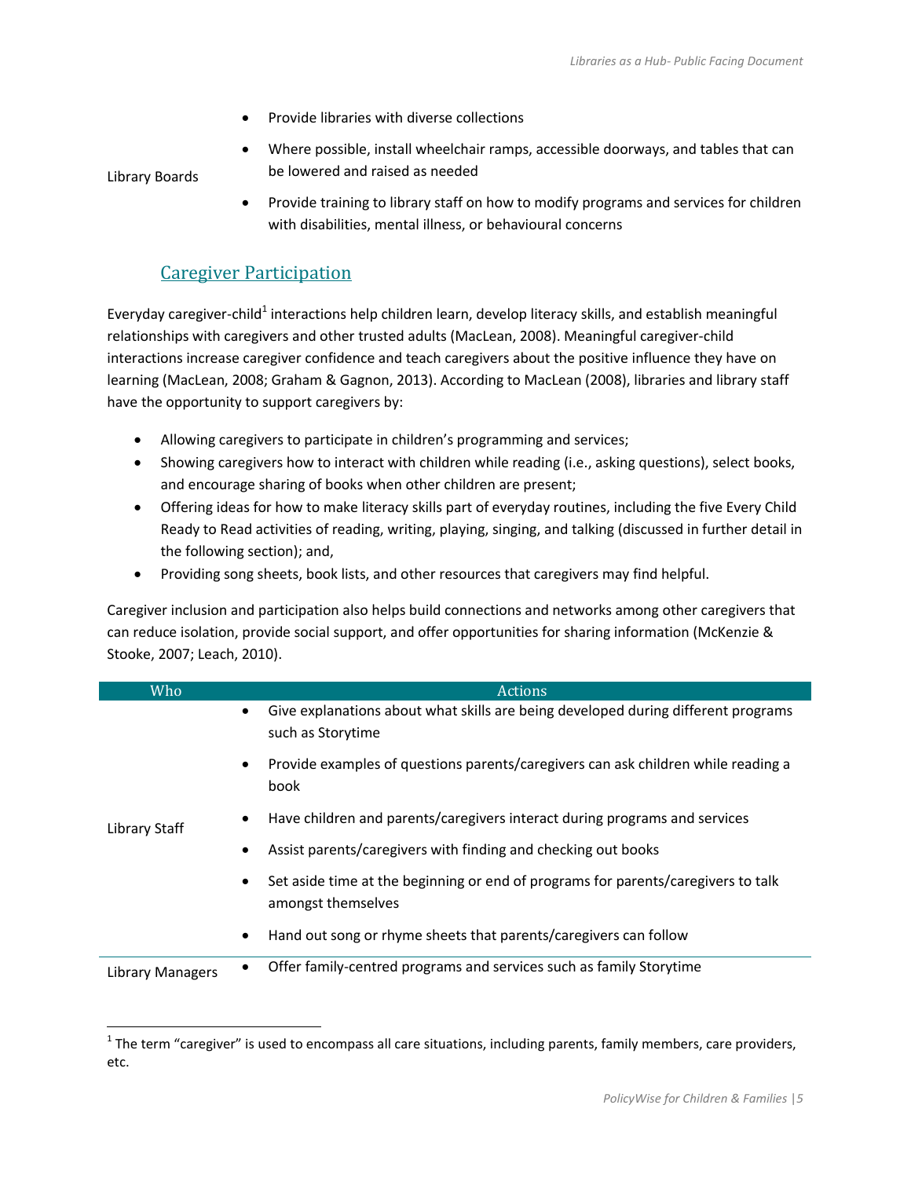| Who | Actions |
| --- | --- |
| Library Boards | • Provide libraries with diverse collections<br>• Where possible, install wheelchair ramps, accessible doorways, and tables that can be lowered and raised as needed<br>• Provide training to library staff on how to modify programs and services for children with disabilities, mental illness, or behavioural concerns |

## Caregiver Participation

Everyday caregiver-child[1] interactions help children learn, develop literacy skills, and establish meaningful relationships with caregivers and other trusted adults (MacLean, 2008). Meaningful caregiver-child interactions increase caregiver confidence and teach caregivers about the positive influence they have on learning (MacLean, 2008; Graham & Gagnon, 2013). According to MacLean (2008), libraries and library staff have the opportunity to support caregivers by:

- Allowing caregivers to participate in children's programming and services;
- Showing caregivers how to interact with children while reading (i.e., asking questions), select books, and encourage sharing of books when other children are present;
- Offering ideas for how to make literacy skills part of everyday routines, including the five Every Child Ready to Read activities of reading, writing, playing, singing, and talking (discussed in further detail in the following section); and,
- Providing song sheets, book lists, and other resources that caregivers may find helpful.

Caregiver inclusion and participation also helps build connections and networks among other caregivers that can reduce isolation, provide social support, and offer opportunities for sharing information (McKenzie & Stooke, 2007; Leach, 2010).

| Who | Actions |
| --- | --- |
| Library Staff | • Give explanations about what skills are being developed during different programs such as Storytime<br>• Provide examples of questions parents/caregivers can ask children while reading a book<br>• Have children and parents/caregivers interact during programs and services<br>• Assist parents/caregivers with finding and checking out books<br>• Set aside time at the beginning or end of programs for parents/caregivers to talk amongst themselves<br>• Hand out song or rhyme sheets that parents/caregivers can follow |
| Library Managers | • Offer family-centred programs and services such as family Storytime |

[1] The term "caregiver" is used to encompass all care situations, including parents, family members, care providers, etc.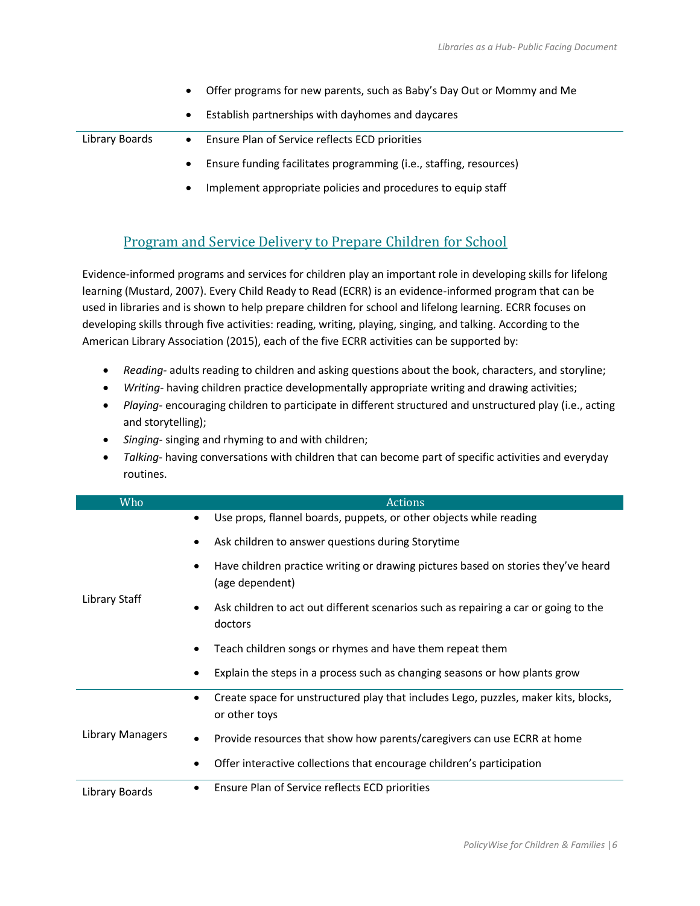| Who | Actions |
| --- | --- |
| | • Offer programs for new parents, such as Baby's Day Out or Mommy and Me<br>• Establish partnerships with dayhomes and daycares |
| Library Boards | • Ensure Plan of Service reflects ECD priorities<br>• Ensure funding facilitates programming (i.e., staffing, resources)<br>• Implement appropriate policies and procedures to equip staff |

## Program and Service Delivery to Prepare Children for School

Evidence-informed programs and services for children play an important role in developing skills for lifelong learning (Mustard, 2007). Every Child Ready to Read (ECRR) is an evidence-informed program that can be used in libraries and is shown to help prepare children for school and lifelong learning. ECRR focuses on developing skills through five activities: reading, writing, playing, singing, and talking. According to the American Library Association (2015), each of the five ECRR activities can be supported by:

- *Reading*- adults reading to children and asking questions about the book, characters, and storyline;
- *Writing*- having children practice developmentally appropriate writing and drawing activities;
- *Playing*- encouraging children to participate in different structured and unstructured play (i.e., acting and storytelling);
- *Singing*- singing and rhyming to and with children;
- *Talking*- having conversations with children that can become part of specific activities and everyday routines.

| Who | Actions |
| --- | --- |
| Library Staff | • Use props, flannel boards, puppets, or other objects while reading<br>• Ask children to answer questions during Storytime<br>• Have children practice writing or drawing pictures based on stories they've heard (age dependent)<br>• Ask children to act out different scenarios such as repairing a car or going to the doctors<br>• Teach children songs or rhymes and have them repeat them<br>• Explain the steps in a process such as changing seasons or how plants grow |
| Library Managers | • Create space for unstructured play that includes Lego, puzzles, maker kits, blocks, or other toys<br>• Provide resources that show how parents/caregivers can use ECRR at home<br>• Offer interactive collections that encourage children's participation |
| Library Boards | • Ensure Plan of Service reflects ECD priorities |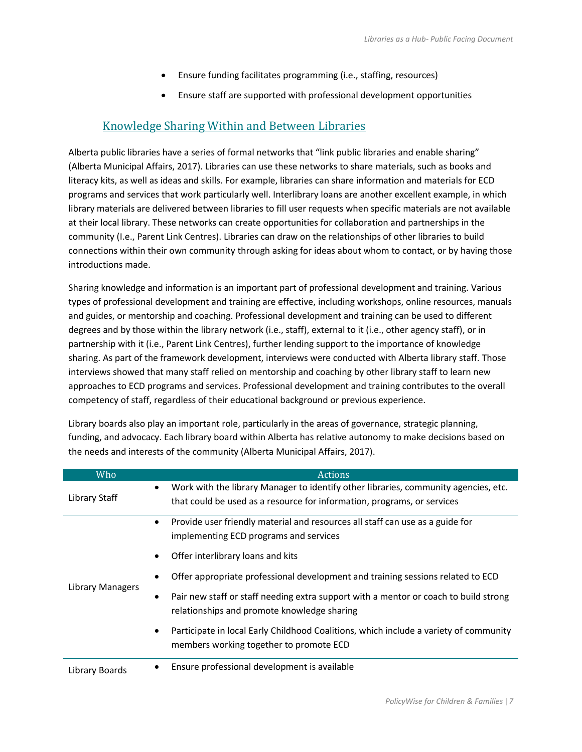- Ensure funding facilitates programming (i.e., staffing, resources)
- Ensure staff are supported with professional development opportunities

## Knowledge Sharing Within and Between Libraries

Alberta public libraries have a series of formal networks that "link public libraries and enable sharing" (Alberta Municipal Affairs, 2017). Libraries can use these networks to share materials, such as books and literacy kits, as well as ideas and skills. For example, libraries can share information and materials for ECD programs and services that work particularly well. Interlibrary loans are another excellent example, in which library materials are delivered between libraries to fill user requests when specific materials are not available at their local library. These networks can create opportunities for collaboration and partnerships in the community (I.e., Parent Link Centres). Libraries can draw on the relationships of other libraries to build connections within their own community through asking for ideas about whom to contact, or by having those introductions made.

Sharing knowledge and information is an important part of professional development and training. Various types of professional development and training are effective, including workshops, online resources, manuals and guides, or mentorship and coaching. Professional development and training can be used to different degrees and by those within the library network (i.e., staff), external to it (i.e., other agency staff), or in partnership with it (i.e., Parent Link Centres), further lending support to the importance of knowledge sharing. As part of the framework development, interviews were conducted with Alberta library staff. Those interviews showed that many staff relied on mentorship and coaching by other library staff to learn new approaches to ECD programs and services. Professional development and training contributes to the overall competency of staff, regardless of their educational background or previous experience.

Library boards also play an important role, particularly in the areas of governance, strategic planning, funding, and advocacy. Each library board within Alberta has relative autonomy to make decisions based on the needs and interests of the community (Alberta Municipal Affairs, 2017).

| Who | Actions |
|---|---|
| Library Staff | • Work with the library Manager to identify other libraries, community agencies, etc. that could be used as a resource for information, programs, or services |
| Library Managers | • Provide user friendly material and resources all staff can use as a guide for implementing ECD programs and services<br>• Offer interlibrary loans and kits<br>• Offer appropriate professional development and training sessions related to ECD<br>• Pair new staff or staff needing extra support with a mentor or coach to build strong relationships and promote knowledge sharing<br>• Participate in local Early Childhood Coalitions, which include a variety of community members working together to promote ECD |
| Library Boards | • Ensure professional development is available |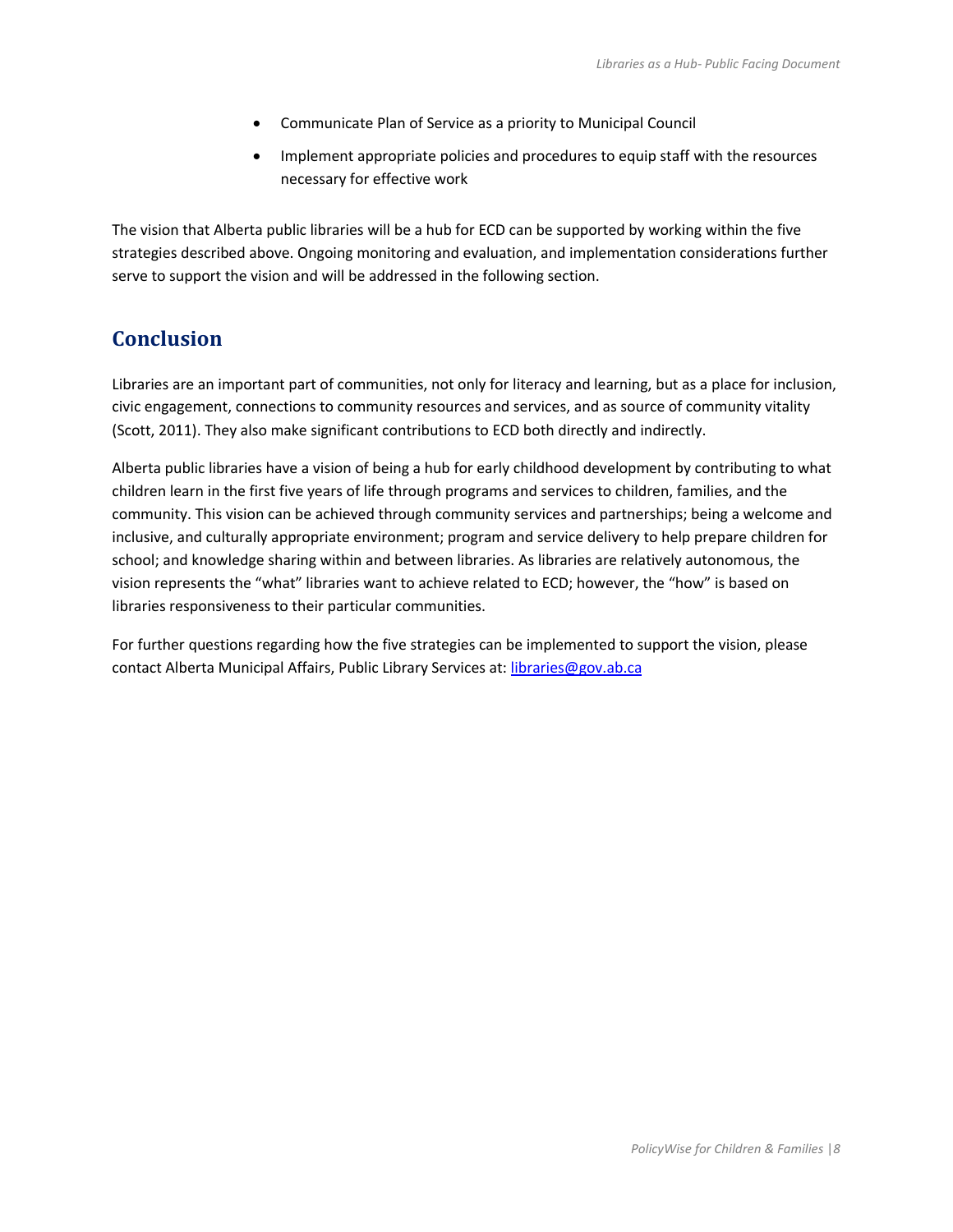- Communicate Plan of Service as a priority to Municipal Council
- Implement appropriate policies and procedures to equip staff with the resources necessary for effective work

The vision that Alberta public libraries will be a hub for ECD can be supported by working within the five strategies described above. Ongoing monitoring and evaluation, and implementation considerations further serve to support the vision and will be addressed in the following section.

## Conclusion

Libraries are an important part of communities, not only for literacy and learning, but as a place for inclusion, civic engagement, connections to community resources and services, and as source of community vitality (Scott, 2011). They also make significant contributions to ECD both directly and indirectly.

Alberta public libraries have a vision of being a hub for early childhood development by contributing to what children learn in the first five years of life through programs and services to children, families, and the community. This vision can be achieved through community services and partnerships; being a welcome and inclusive, and culturally appropriate environment; program and service delivery to help prepare children for school; and knowledge sharing within and between libraries. As libraries are relatively autonomous, the vision represents the "what" libraries want to achieve related to ECD; however, the "how" is based on libraries responsiveness to their particular communities.

For further questions regarding how the five strategies can be implemented to support the vision, please contact Alberta Municipal Affairs, Public Library Services at: libraries@gov.ab.ca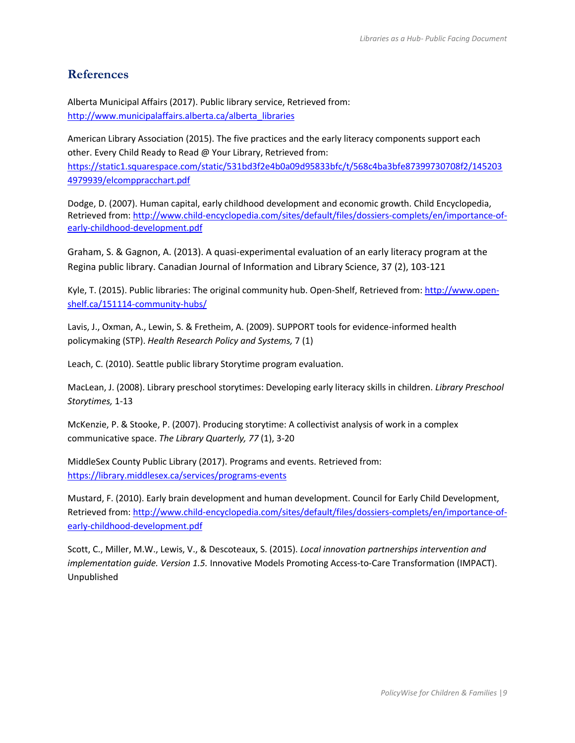## References

Alberta Municipal Affairs (2017). Public library service, Retrieved from: http://www.municipalaffairs.alberta.ca/alberta_libraries

American Library Association (2015). The five practices and the early literacy components support each other. Every Child Ready to Read @ Your Library, Retrieved from: https://static1.squarespace.com/static/531bd3f2e4b0a09d95833bfc/t/568c4ba3bfe87399730708f2/1452034979939/elcomppracchart.pdf

Dodge, D. (2007). Human capital, early childhood development and economic growth. Child Encyclopedia, Retrieved from: http://www.child-encyclopedia.com/sites/default/files/dossiers-complets/en/importance-of-early-childhood-development.pdf

Graham, S. & Gagnon, A. (2013). A quasi-experimental evaluation of an early literacy program at the Regina public library. Canadian Journal of Information and Library Science, 37 (2), 103-121

Kyle, T. (2015). Public libraries: The original community hub. Open-Shelf, Retrieved from: http://www.open-shelf.ca/151114-community-hubs/

Lavis, J., Oxman, A., Lewin, S. & Fretheim, A. (2009). SUPPORT tools for evidence-informed health policymaking (STP). *Health Research Policy and Systems,* 7 (1)

Leach, C. (2010). Seattle public library Storytime program evaluation.

MacLean, J. (2008). Library preschool storytimes: Developing early literacy skills in children. *Library Preschool Storytimes,* 1-13

McKenzie, P. & Stooke, P. (2007). Producing storytime: A collectivist analysis of work in a complex communicative space. *The Library Quarterly, 77* (1), 3-20

MiddleSex County Public Library (2017). Programs and events. Retrieved from: https://library.middlesex.ca/services/programs-events

Mustard, F. (2010). Early brain development and human development. Council for Early Child Development, Retrieved from: http://www.child-encyclopedia.com/sites/default/files/dossiers-complets/en/importance-of-early-childhood-development.pdf

Scott, C., Miller, M.W., Lewis, V., & Descoteaux, S. (2015). *Local innovation partnerships intervention and implementation guide. Version 1.5.* Innovative Models Promoting Access-to-Care Transformation (IMPACT). Unpublished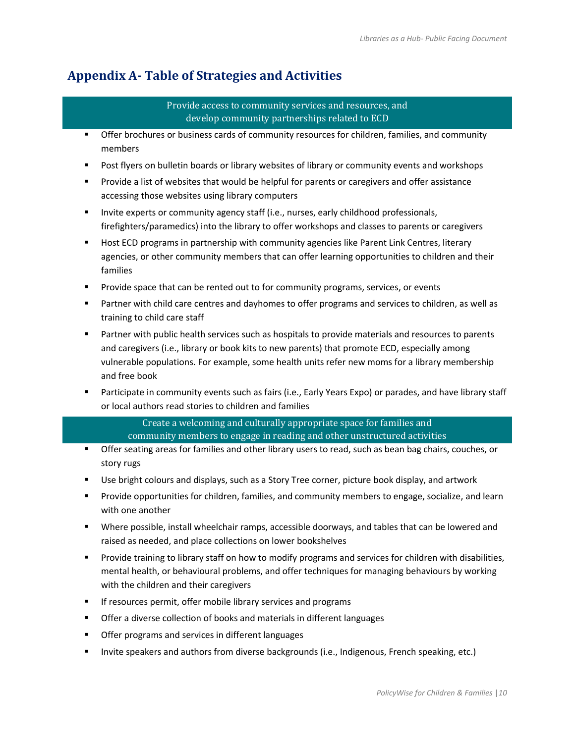# Appendix A- Table of Strategies and Activities

| Provide access to community services and resources, and develop community partnerships related to ECD |
|---|
| ▪ Offer brochures or business cards of community resources for children, families, and community members |
| ▪ Post flyers on bulletin boards or library websites of library or community events and workshops |
| ▪ Provide a list of websites that would be helpful for parents or caregivers and offer assistance accessing those websites using library computers |
| ▪ Invite experts or community agency staff (i.e., nurses, early childhood professionals, firefighters/paramedics) into the library to offer workshops and classes to parents or caregivers |
| ▪ Host ECD programs in partnership with community agencies like Parent Link Centres, literary agencies, or other community members that can offer learning opportunities to children and their families |
| ▪ Provide space that can be rented out to for community programs, services, or events |
| ▪ Partner with child care centres and dayhomes to offer programs and services to children, as well as training to child care staff |
| ▪ Partner with public health services such as hospitals to provide materials and resources to parents and caregivers (i.e., library or book kits to new parents) that promote ECD, especially among vulnerable populations. For example, some health units refer new moms for a library membership and free book |
| ▪ Participate in community events such as fairs (i.e., Early Years Expo) or parades, and have library staff or local authors read stories to children and families |

| Create a welcoming and culturally appropriate space for families and community members to engage in reading and other unstructured activities |
|---|
| ▪ Offer seating areas for families and other library users to read, such as bean bag chairs, couches, or story rugs |
| ▪ Use bright colours and displays, such as a Story Tree corner, picture book display, and artwork |
| ▪ Provide opportunities for children, families, and community members to engage, socialize, and learn with one another |
| ▪ Where possible, install wheelchair ramps, accessible doorways, and tables that can be lowered and raised as needed, and place collections on lower bookshelves |
| ▪ Provide training to library staff on how to modify programs and services for children with disabilities, mental health, or behavioural problems, and offer techniques for managing behaviours by working with the children and their caregivers |
| ▪ If resources permit, offer mobile library services and programs |
| ▪ Offer a diverse collection of books and materials in different languages |
| ▪ Offer programs and services in different languages |
| ▪ Invite speakers and authors from diverse backgrounds (i.e., Indigenous, French speaking, etc.) |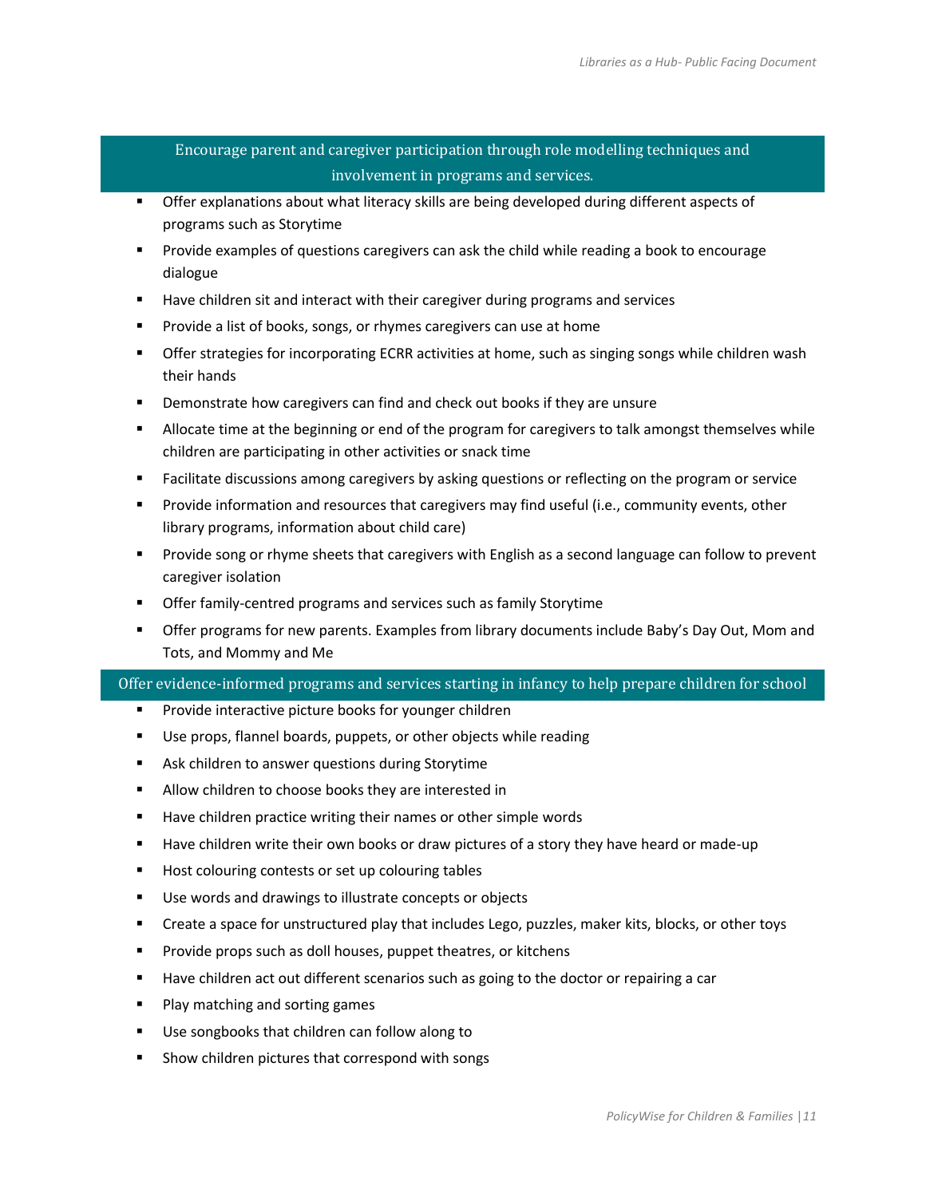## Encourage parent and caregiver participation through role modelling techniques and involvement in programs and services.

- Offer explanations about what literacy skills are being developed during different aspects of programs such as Storytime
- Provide examples of questions caregivers can ask the child while reading a book to encourage dialogue
- Have children sit and interact with their caregiver during programs and services
- Provide a list of books, songs, or rhymes caregivers can use at home
- Offer strategies for incorporating ECRR activities at home, such as singing songs while children wash their hands
- Demonstrate how caregivers can find and check out books if they are unsure
- Allocate time at the beginning or end of the program for caregivers to talk amongst themselves while children are participating in other activities or snack time
- Facilitate discussions among caregivers by asking questions or reflecting on the program or service
- Provide information and resources that caregivers may find useful (i.e., community events, other library programs, information about child care)
- Provide song or rhyme sheets that caregivers with English as a second language can follow to prevent caregiver isolation
- Offer family-centred programs and services such as family Storytime
- Offer programs for new parents. Examples from library documents include Baby's Day Out, Mom and Tots, and Mommy and Me

## Offer evidence-informed programs and services starting in infancy to help prepare children for school

- Provide interactive picture books for younger children
- Use props, flannel boards, puppets, or other objects while reading
- Ask children to answer questions during Storytime
- Allow children to choose books they are interested in
- Have children practice writing their names or other simple words
- Have children write their own books or draw pictures of a story they have heard or made-up
- Host colouring contests or set up colouring tables
- Use words and drawings to illustrate concepts or objects
- Create a space for unstructured play that includes Lego, puzzles, maker kits, blocks, or other toys
- Provide props such as doll houses, puppet theatres, or kitchens
- Have children act out different scenarios such as going to the doctor or repairing a car
- Play matching and sorting games
- Use songbooks that children can follow along to
- Show children pictures that correspond with songs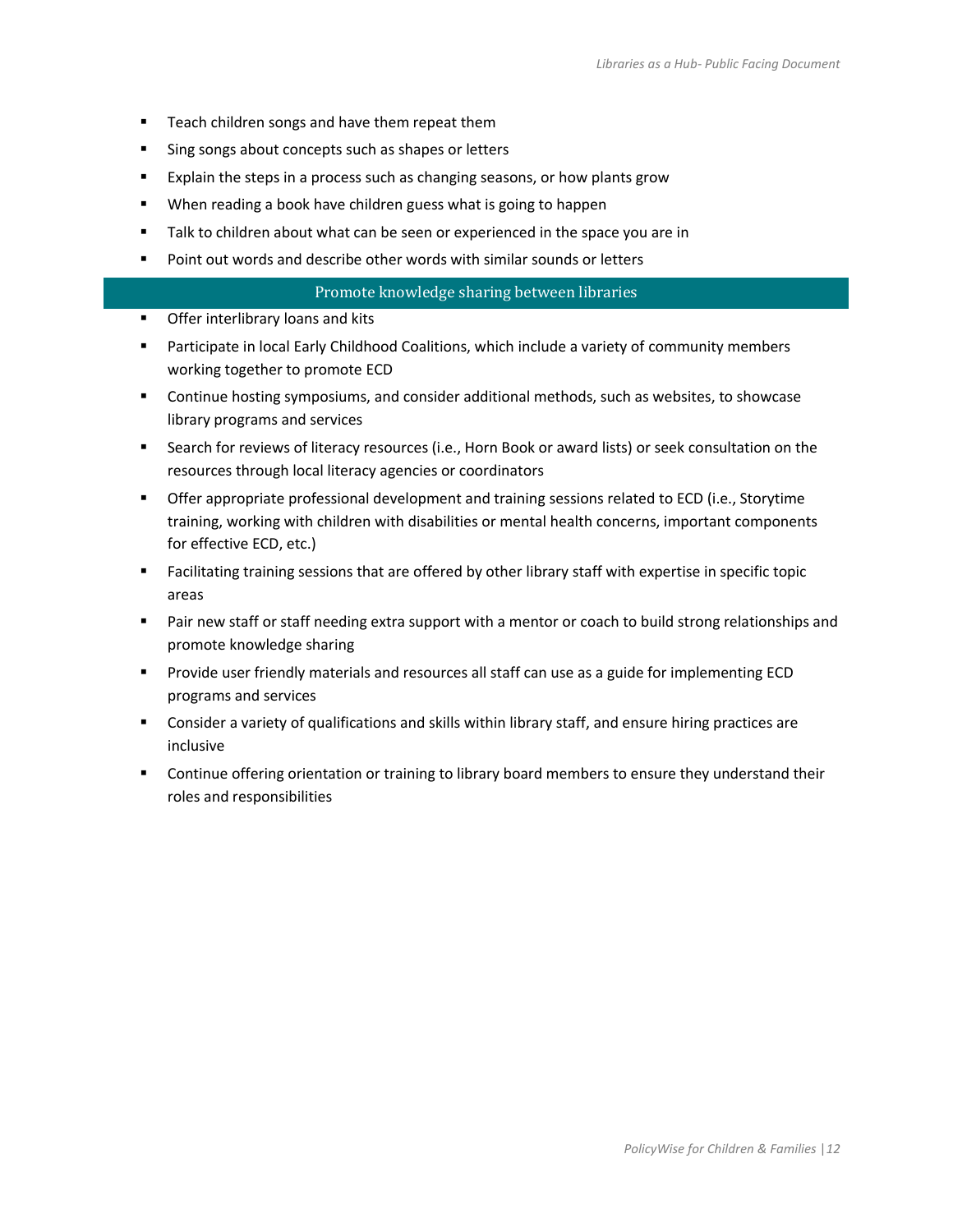- Teach children songs and have them repeat them
- Sing songs about concepts such as shapes or letters
- Explain the steps in a process such as changing seasons, or how plants grow
- When reading a book have children guess what is going to happen
- Talk to children about what can be seen or experienced in the space you are in
- Point out words and describe other words with similar sounds or letters

## Promote knowledge sharing between libraries

- Offer interlibrary loans and kits
- Participate in local Early Childhood Coalitions, which include a variety of community members working together to promote ECD
- Continue hosting symposiums, and consider additional methods, such as websites, to showcase library programs and services
- Search for reviews of literacy resources (i.e., Horn Book or award lists) or seek consultation on the resources through local literacy agencies or coordinators
- Offer appropriate professional development and training sessions related to ECD (i.e., Storytime training, working with children with disabilities or mental health concerns, important components for effective ECD, etc.)
- Facilitating training sessions that are offered by other library staff with expertise in specific topic areas
- Pair new staff or staff needing extra support with a mentor or coach to build strong relationships and promote knowledge sharing
- Provide user friendly materials and resources all staff can use as a guide for implementing ECD programs and services
- Consider a variety of qualifications and skills within library staff, and ensure hiring practices are inclusive
- Continue offering orientation or training to library board members to ensure they understand their roles and responsibilities